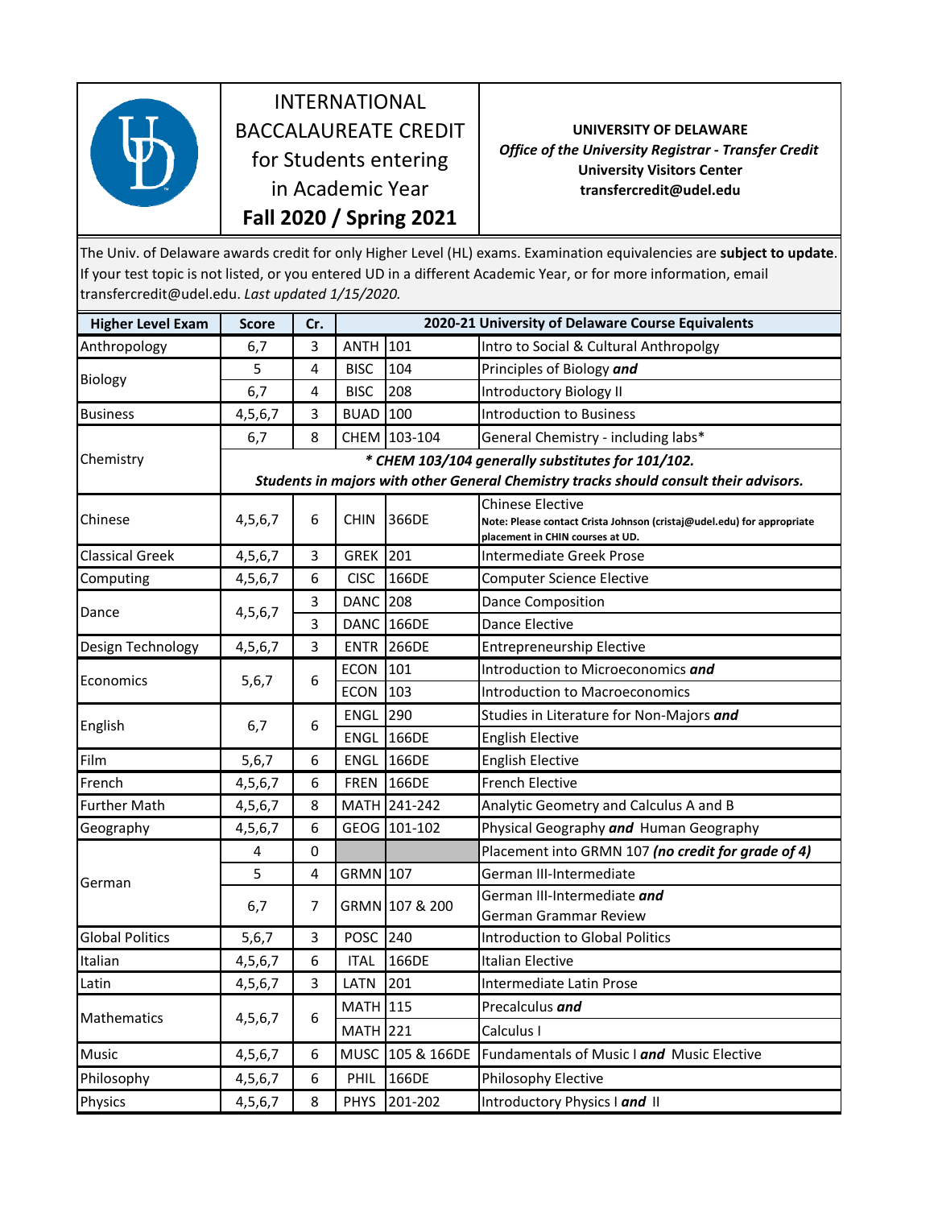# INTERNATIONAL BACCALAUREATE CREDIT for Students entering in Academic Year **Fall 2020 / Spring 2021**

**UNIVERSITY OF DELAWARE**
*Office of the University Registrar - Transfer Credit*
**University Visitors Center**
**transfercredit@udel.edu**

The Univ. of Delaware awards credit for only Higher Level (HL) exams. Examination equivalencies are **subject to update**. If your test topic is not listed, or you entered UD in a different Academic Year, or for more information, email transfercredit@udel.edu. *Last updated 1/15/2020.*

| Higher Level Exam | Score | Cr. | 2020-21 University of Delaware Course Equivalents | | |
|---|---|---|---|---|---|
| Anthropology | 6,7 | 3 | ANTH | 101 | Intro to Social & Cultural Anthropolgy |
| Biology | 5 | 4 | BISC | 104 | Principles of Biology ***and*** |
| | 6,7 | 4 | BISC | 208 | Introductory Biology II |
| Business | 4,5,6,7 | 3 | BUAD | 100 | Introduction to Business |
| Chemistry | 6,7 | 8 | CHEM | 103-104 | General Chemistry - including labs* |
| | ***\* CHEM 103/104 generally substitutes for 101/102. Students in majors with other General Chemistry tracks should consult their advisors.*** | | | | |
| Chinese | 4,5,6,7 | 6 | CHIN | 366DE | Chinese Elective **Note: Please contact Crista Johnson (cristaj@udel.edu) for appropriate placement in CHIN courses at UD.** |
| Classical Greek | 4,5,6,7 | 3 | GREK | 201 | Intermediate Greek Prose |
| Computing | 4,5,6,7 | 6 | CISC | 166DE | Computer Science Elective |
| Dance | 4,5,6,7 | 3 | DANC | 208 | Dance Composition |
| | | 3 | DANC | 166DE | Dance Elective |
| Design Technology | 4,5,6,7 | 3 | ENTR | 266DE | Entrepreneurship Elective |
| Economics | 5,6,7 | 6 | ECON | 101 | Introduction to Microeconomics ***and*** |
| | | | ECON | 103 | Introduction to Macroeconomics |
| English | 6,7 | 6 | ENGL | 290 | Studies in Literature for Non-Majors ***and*** |
| | | | ENGL | 166DE | English Elective |
| Film | 5,6,7 | 6 | ENGL | 166DE | English Elective |
| French | 4,5,6,7 | 6 | FREN | 166DE | French Elective |
| Further Math | 4,5,6,7 | 8 | MATH | 241-242 | Analytic Geometry and Calculus A and B |
| Geography | 4,5,6,7 | 6 | GEOG | 101-102 | Physical Geography ***and*** Human Geography |
| German | 4 | 0 | | | Placement into GRMN 107 ***(no credit for grade of 4)*** |
| | 5 | 4 | GRMN | 107 | German III-Intermediate |
| | 6,7 | 7 | GRMN | 107 & 200 | German III-Intermediate ***and*** German Grammar Review |
| Global Politics | 5,6,7 | 3 | POSC | 240 | Introduction to Global Politics |
| Italian | 4,5,6,7 | 6 | ITAL | 166DE | Italian Elective |
| Latin | 4,5,6,7 | 3 | LATN | 201 | Intermediate Latin Prose |
| Mathematics | 4,5,6,7 | 6 | MATH | 115 | Precalculus ***and*** |
| | | | MATH | 221 | Calculus I |
| Music | 4,5,6,7 | 6 | MUSC | 105 & 166DE | Fundamentals of Music I ***and*** Music Elective |
| Philosophy | 4,5,6,7 | 6 | PHIL | 166DE | Philosophy Elective |
| Physics | 4,5,6,7 | 8 | PHYS | 201-202 | Introductory Physics I ***and*** II |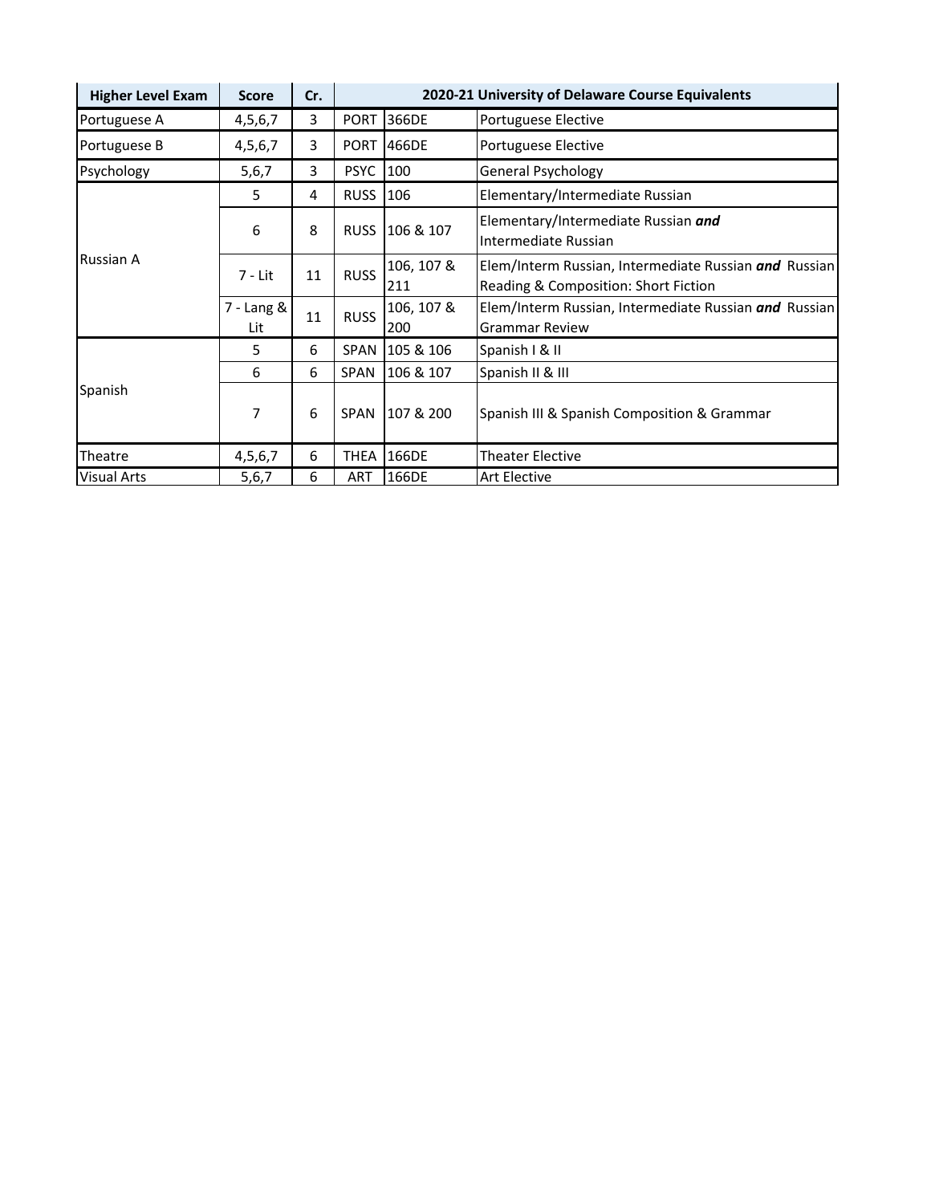| Higher Level Exam | Score | Cr. | 2020-21 University of Delaware Course Equivalents | | |
|---|---|---|---|---|---|
| Portuguese A | 4,5,6,7 | 3 | PORT | 366DE | Portuguese Elective |
| Portuguese B | 4,5,6,7 | 3 | PORT | 466DE | Portuguese Elective |
| Psychology | 5,6,7 | 3 | PSYC | 100 | General Psychology |
| Russian A | 5 | 4 | RUSS | 106 | Elementary/Intermediate Russian |
| | 6 | 8 | RUSS | 106 & 107 | Elementary/Intermediate Russian ***and*** Intermediate Russian |
| | 7 - Lit | 11 | RUSS | 106, 107 & 211 | Elem/Interm Russian, Intermediate Russian ***and*** Russian Reading & Composition: Short Fiction |
| | 7 - Lang & Lit | 11 | RUSS | 106, 107 & 200 | Elem/Interm Russian, Intermediate Russian ***and*** Russian Grammar Review |
| Spanish | 5 | 6 | SPAN | 105 & 106 | Spanish I & II |
| | 6 | 6 | SPAN | 106 & 107 | Spanish II & III |
| | 7 | 6 | SPAN | 107 & 200 | Spanish III & Spanish Composition & Grammar |
| Theatre | 4,5,6,7 | 6 | THEA | 166DE | Theater Elective |
| Visual Arts | 5,6,7 | 6 | ART | 166DE | Art Elective |